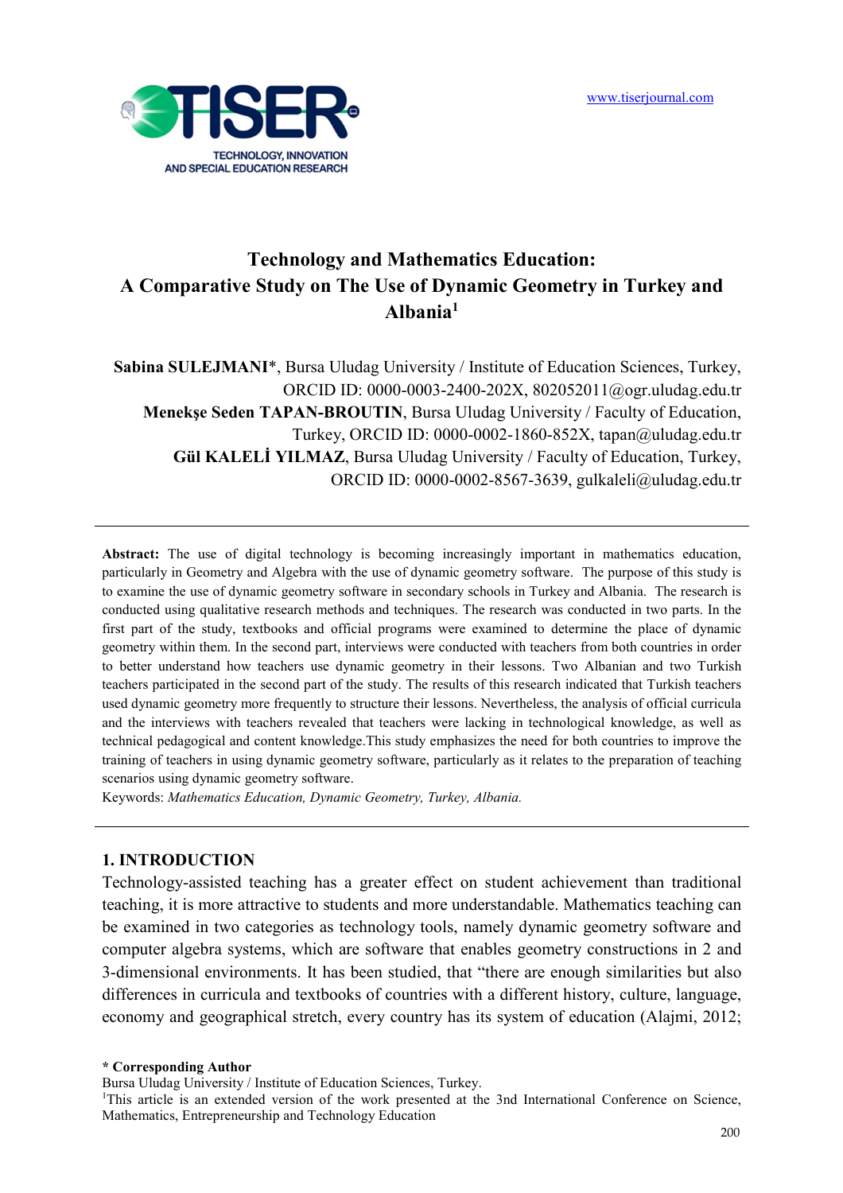# Technology and Mathematics Education: A Comparative Study on The Use of Dynamic Geometry in Turkey and Albania[1]

**Sabina SULEJMANI***, Bursa Uludag University / Institute of Education Sciences, Turkey, ORCID ID: 0000-0003-2400-202X, 802052011@ogr.uludag.edu.tr

**Menekşe Seden TAPAN-BROUTIN**, Bursa Uludag University / Faculty of Education, Turkey, ORCID ID: 0000-0002-1860-852X, tapan@uludag.edu.tr

**Gül KALELİ YILMAZ**, Bursa Uludag University / Faculty of Education, Turkey, ORCID ID: 0000-0002-8567-3639, gulkaleli@uludag.edu.tr

---

**Abstract:** The use of digital technology is becoming increasingly important in mathematics education, particularly in Geometry and Algebra with the use of dynamic geometry software. The purpose of this study is to examine the use of dynamic geometry software in secondary schools in Turkey and Albania. The research is conducted using qualitative research methods and techniques. The research was conducted in two parts. In the first part of the study, textbooks and official programs were examined to determine the place of dynamic geometry within them. In the second part, interviews were conducted with teachers from both countries in order to better understand how teachers use dynamic geometry in their lessons. Two Albanian and two Turkish teachers participated in the second part of the study. The results of this research indicated that Turkish teachers used dynamic geometry more frequently to structure their lessons. Nevertheless, the analysis of official curricula and the interviews with teachers revealed that teachers were lacking in technological knowledge, as well as technical pedagogical and content knowledge.This study emphasizes the need for both countries to improve the training of teachers in using dynamic geometry software, particularly as it relates to the preparation of teaching scenarios using dynamic geometry software.

Keywords: *Mathematics Education, Dynamic Geometry, Turkey, Albania.*

---

## 1. INTRODUCTION

Technology-assisted teaching has a greater effect on student achievement than traditional teaching, it is more attractive to students and more understandable. Mathematics teaching can be examined in two categories as technology tools, namely dynamic geometry software and computer algebra systems, which are software that enables geometry constructions in 2 and 3-dimensional environments. It has been studied, that "there are enough similarities but also differences in curricula and textbooks of countries with a different history, culture, language, economy and geographical stretch, every country has its system of education (Alajmi, 2012;

---

**\* Corresponding Author**
Bursa Uludag University / Institute of Education Sciences, Turkey.

[1]This article is an extended version of the work presented at the 3nd International Conference on Science, Mathematics, Entrepreneurship and Technology Education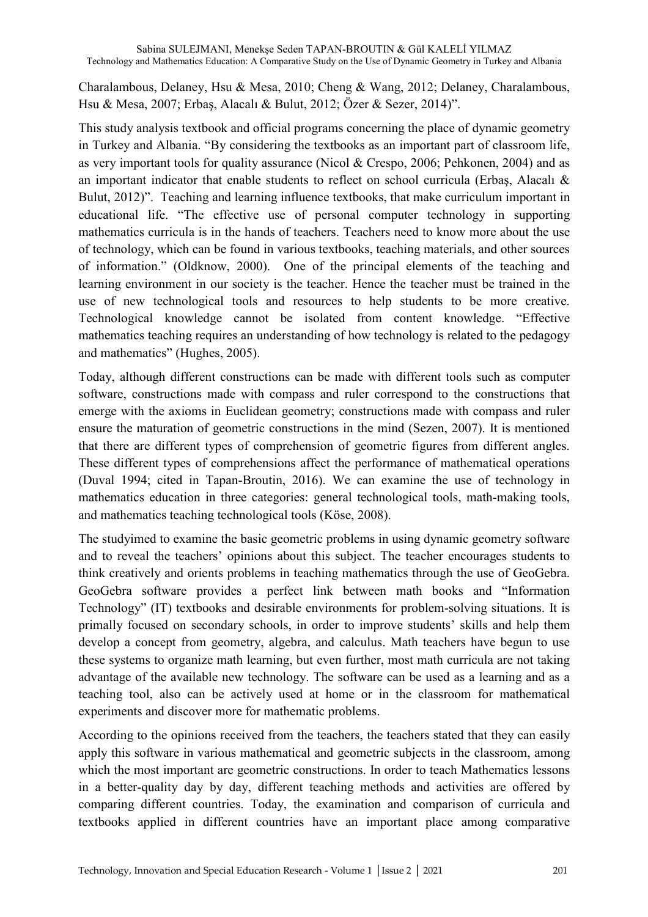Charalambous, Delaney, Hsu & Mesa, 2010; Cheng & Wang, 2012; Delaney, Charalambous, Hsu & Mesa, 2007; Erbaş, Alacalı & Bulut, 2012; Özer & Sezer, 2014)".

This study analysis textbook and official programs concerning the place of dynamic geometry in Turkey and Albania. "By considering the textbooks as an important part of classroom life, as very important tools for quality assurance (Nicol & Crespo, 2006; Pehkonen, 2004) and as an important indicator that enable students to reflect on school curricula (Erbaş, Alacalı & Bulut, 2012)". Teaching and learning influence textbooks, that make curriculum important in educational life. "The effective use of personal computer technology in supporting mathematics curricula is in the hands of teachers. Teachers need to know more about the use of technology, which can be found in various textbooks, teaching materials, and other sources of information." (Oldknow, 2000). One of the principal elements of the teaching and learning environment in our society is the teacher. Hence the teacher must be trained in the use of new technological tools and resources to help students to be more creative. Technological knowledge cannot be isolated from content knowledge. "Effective mathematics teaching requires an understanding of how technology is related to the pedagogy and mathematics" (Hughes, 2005).

Today, although different constructions can be made with different tools such as computer software, constructions made with compass and ruler correspond to the constructions that emerge with the axioms in Euclidean geometry; constructions made with compass and ruler ensure the maturation of geometric constructions in the mind (Sezen, 2007). It is mentioned that there are different types of comprehension of geometric figures from different angles. These different types of comprehensions affect the performance of mathematical operations (Duval 1994; cited in Tapan-Broutin, 2016). We can examine the use of technology in mathematics education in three categories: general technological tools, math-making tools, and mathematics teaching technological tools (Köse, 2008).

The studyimed to examine the basic geometric problems in using dynamic geometry software and to reveal the teachers' opinions about this subject. The teacher encourages students to think creatively and orients problems in teaching mathematics through the use of GeoGebra. GeoGebra software provides a perfect link between math books and "Information Technology" (IT) textbooks and desirable environments for problem-solving situations. It is primally focused on secondary schools, in order to improve students' skills and help them develop a concept from geometry, algebra, and calculus. Math teachers have begun to use these systems to organize math learning, but even further, most math curricula are not taking advantage of the available new technology. The software can be used as a learning and as a teaching tool, also can be actively used at home or in the classroom for mathematical experiments and discover more for mathematic problems.

According to the opinions received from the teachers, the teachers stated that they can easily apply this software in various mathematical and geometric subjects in the classroom, among which the most important are geometric constructions. In order to teach Mathematics lessons in a better-quality day by day, different teaching methods and activities are offered by comparing different countries. Today, the examination and comparison of curricula and textbooks applied in different countries have an important place among comparative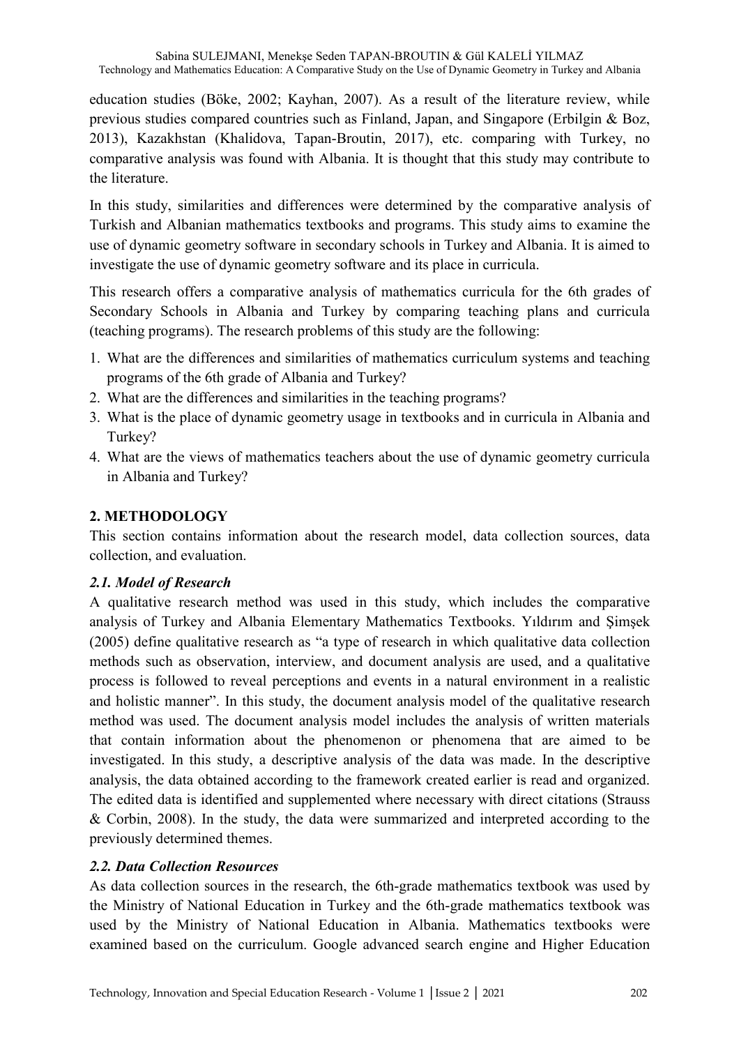education studies (Böke, 2002; Kayhan, 2007). As a result of the literature review, while previous studies compared countries such as Finland, Japan, and Singapore (Erbilgin & Boz, 2013), Kazakhstan (Khalidova, Tapan-Broutin, 2017), etc. comparing with Turkey, no comparative analysis was found with Albania. It is thought that this study may contribute to the literature.

In this study, similarities and differences were determined by the comparative analysis of Turkish and Albanian mathematics textbooks and programs. This study aims to examine the use of dynamic geometry software in secondary schools in Turkey and Albania. It is aimed to investigate the use of dynamic geometry software and its place in curricula.

This research offers a comparative analysis of mathematics curricula for the 6th grades of Secondary Schools in Albania and Turkey by comparing teaching plans and curricula (teaching programs). The research problems of this study are the following:

1. What are the differences and similarities of mathematics curriculum systems and teaching programs of the 6th grade of Albania and Turkey?
2. What are the differences and similarities in the teaching programs?
3. What is the place of dynamic geometry usage in textbooks and in curricula in Albania and Turkey?
4. What are the views of mathematics teachers about the use of dynamic geometry curricula in Albania and Turkey?

## 2. METHODOLOGY

This section contains information about the research model, data collection sources, data collection, and evaluation.

### *2.1. Model of Research*

A qualitative research method was used in this study, which includes the comparative analysis of Turkey and Albania Elementary Mathematics Textbooks. Yıldırım and Şimşek (2005) define qualitative research as "a type of research in which qualitative data collection methods such as observation, interview, and document analysis are used, and a qualitative process is followed to reveal perceptions and events in a natural environment in a realistic and holistic manner". In this study, the document analysis model of the qualitative research method was used. The document analysis model includes the analysis of written materials that contain information about the phenomenon or phenomena that are aimed to be investigated. In this study, a descriptive analysis of the data was made. In the descriptive analysis, the data obtained according to the framework created earlier is read and organized. The edited data is identified and supplemented where necessary with direct citations (Strauss & Corbin, 2008). In the study, the data were summarized and interpreted according to the previously determined themes.

### *2.2. Data Collection Resources*

As data collection sources in the research, the 6th-grade mathematics textbook was used by the Ministry of National Education in Turkey and the 6th-grade mathematics textbook was used by the Ministry of National Education in Albania. Mathematics textbooks were examined based on the curriculum. Google advanced search engine and Higher Education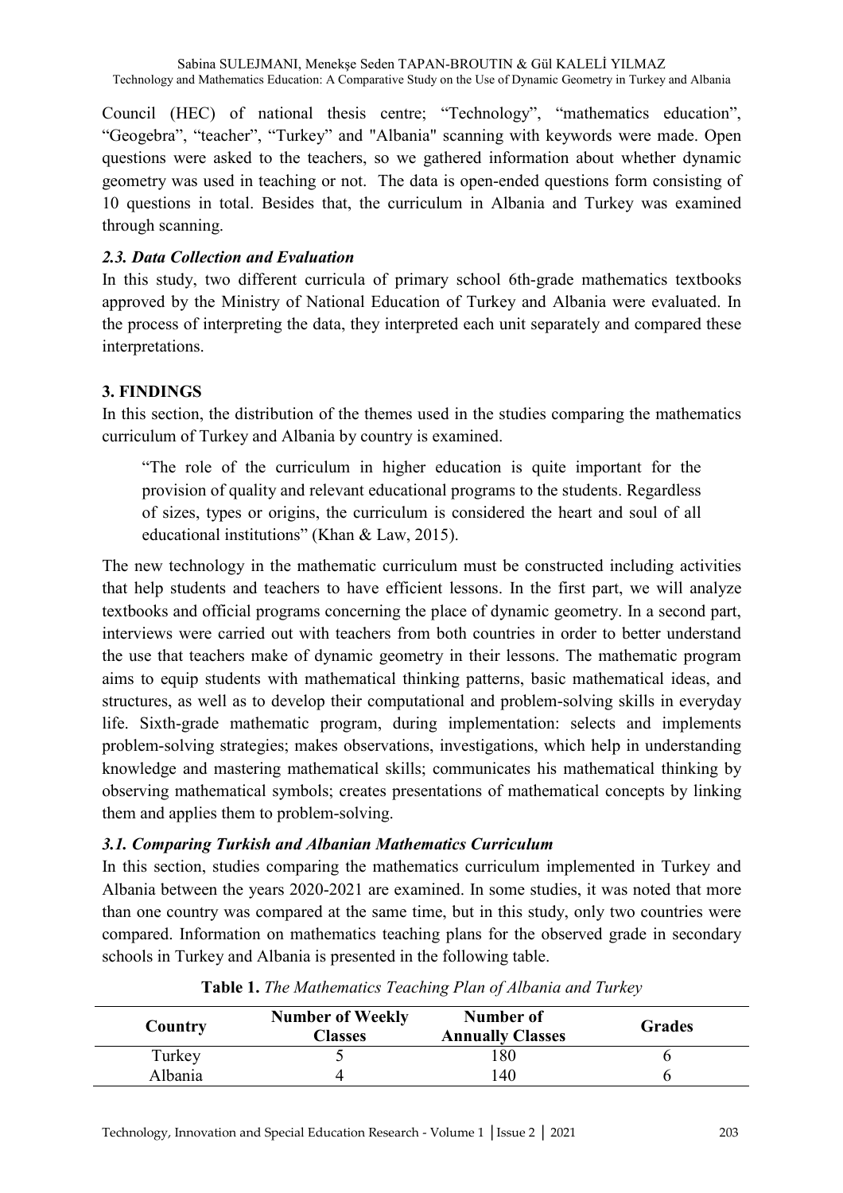Council (HEC) of national thesis centre; "Technology", "mathematics education", "Geogebra", "teacher", "Turkey" and "Albania" scanning with keywords were made. Open questions were asked to the teachers, so we gathered information about whether dynamic geometry was used in teaching or not. The data is open-ended questions form consisting of 10 questions in total. Besides that, the curriculum in Albania and Turkey was examined through scanning.

### *2.3. Data Collection and Evaluation*

In this study, two different curricula of primary school 6th-grade mathematics textbooks approved by the Ministry of National Education of Turkey and Albania were evaluated. In the process of interpreting the data, they interpreted each unit separately and compared these interpretations.

## 3. FINDINGS

In this section, the distribution of the themes used in the studies comparing the mathematics curriculum of Turkey and Albania by country is examined.

> "The role of the curriculum in higher education is quite important for the provision of quality and relevant educational programs to the students. Regardless of sizes, types or origins, the curriculum is considered the heart and soul of all educational institutions" (Khan & Law, 2015).

The new technology in the mathematic curriculum must be constructed including activities that help students and teachers to have efficient lessons. In the first part, we will analyze textbooks and official programs concerning the place of dynamic geometry. In a second part, interviews were carried out with teachers from both countries in order to better understand the use that teachers make of dynamic geometry in their lessons. The mathematic program aims to equip students with mathematical thinking patterns, basic mathematical ideas, and structures, as well as to develop their computational and problem-solving skills in everyday life. Sixth-grade mathematic program, during implementation: selects and implements problem-solving strategies; makes observations, investigations, which help in understanding knowledge and mastering mathematical skills; communicates his mathematical thinking by observing mathematical symbols; creates presentations of mathematical concepts by linking them and applies them to problem-solving.

### *3.1. Comparing Turkish and Albanian Mathematics Curriculum*

In this section, studies comparing the mathematics curriculum implemented in Turkey and Albania between the years 2020-2021 are examined. In some studies, it was noted that more than one country was compared at the same time, but in this study, only two countries were compared. Information on mathematics teaching plans for the observed grade in secondary schools in Turkey and Albania is presented in the following table.

**Table 1.** *The Mathematics Teaching Plan of Albania and Turkey*

| Country | Number of Weekly Classes | Number of Annually Classes | Grades |
|---|---|---|---|
| Turkey | 5 | 180 | 6 |
| Albania | 4 | 140 | 6 |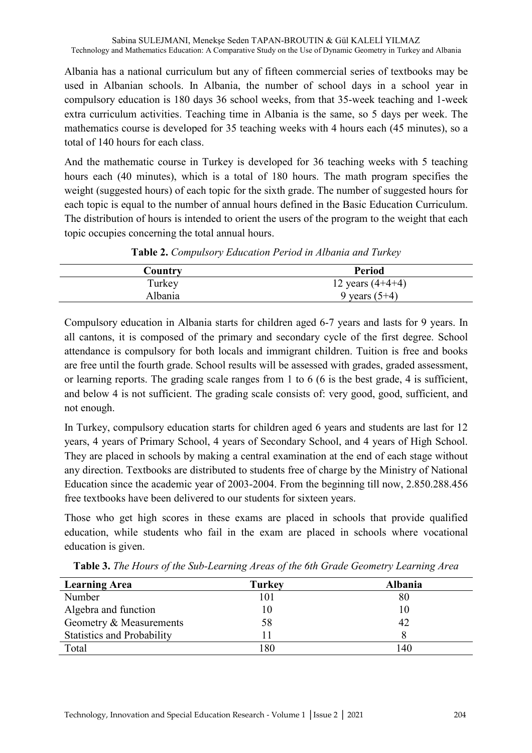Albania has a national curriculum but any of fifteen commercial series of textbooks may be used in Albanian schools. In Albania, the number of school days in a school year in compulsory education is 180 days 36 school weeks, from that 35-week teaching and 1-week extra curriculum activities. Teaching time in Albania is the same, so 5 days per week. The mathematics course is developed for 35 teaching weeks with 4 hours each (45 minutes), so a total of 140 hours for each class.

And the mathematic course in Turkey is developed for 36 teaching weeks with 5 teaching hours each (40 minutes), which is a total of 180 hours. The math program specifies the weight (suggested hours) of each topic for the sixth grade. The number of suggested hours for each topic is equal to the number of annual hours defined in the Basic Education Curriculum. The distribution of hours is intended to orient the users of the program to the weight that each topic occupies concerning the total annual hours.

**Table 2.** *Compulsory Education Period in Albania and Turkey*

| Country | Period |
|---|---|
| Turkey | 12 years (4+4+4) |
| Albania | 9 years (5+4) |

Compulsory education in Albania starts for children aged 6-7 years and lasts for 9 years. In all cantons, it is composed of the primary and secondary cycle of the first degree. School attendance is compulsory for both locals and immigrant children. Tuition is free and books are free until the fourth grade. School results will be assessed with grades, graded assessment, or learning reports. The grading scale ranges from 1 to 6 (6 is the best grade, 4 is sufficient, and below 4 is not sufficient. The grading scale consists of: very good, good, sufficient, and not enough.

In Turkey, compulsory education starts for children aged 6 years and students are last for 12 years, 4 years of Primary School, 4 years of Secondary School, and 4 years of High School. They are placed in schools by making a central examination at the end of each stage without any direction. Textbooks are distributed to students free of charge by the Ministry of National Education since the academic year of 2003-2004. From the beginning till now, 2.850.288.456 free textbooks have been delivered to our students for sixteen years.

Those who get high scores in these exams are placed in schools that provide qualified education, while students who fail in the exam are placed in schools where vocational education is given.

**Table 3.** *The Hours of the Sub-Learning Areas of the 6th Grade Geometry Learning Area*

| Learning Area | Turkey | Albania |
|---|---|---|
| Number | 101 | 80 |
| Algebra and function | 10 | 10 |
| Geometry & Measurements | 58 | 42 |
| Statistics and Probability | 11 | 8 |
| Total | 180 | 140 |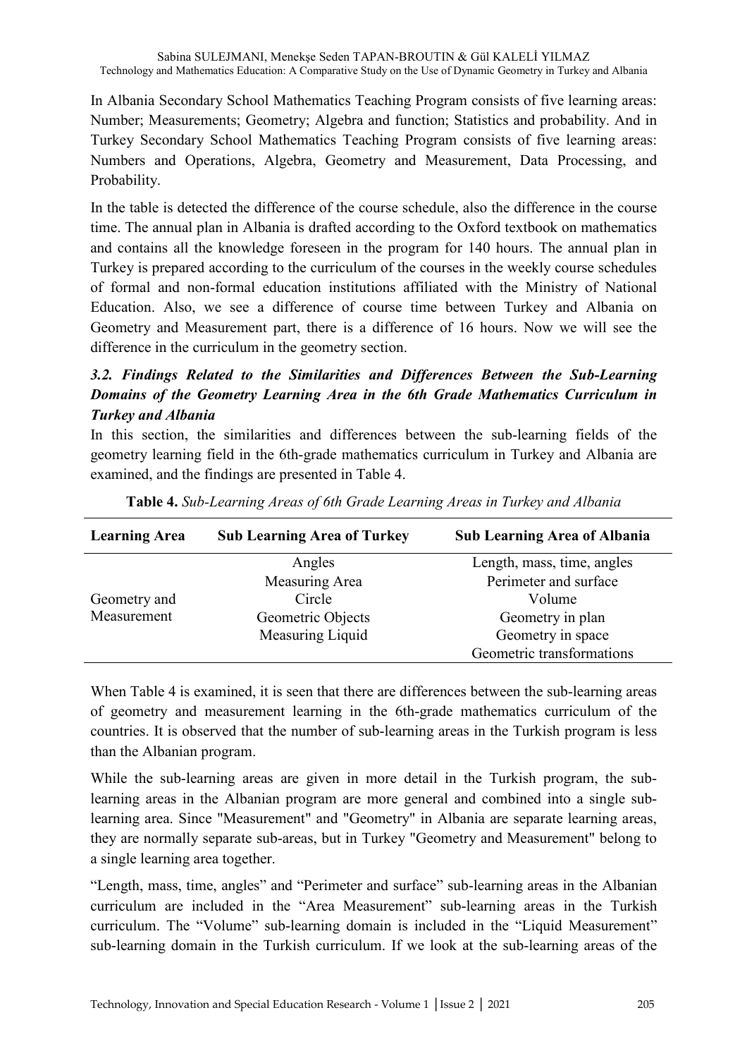In Albania Secondary School Mathematics Teaching Program consists of five learning areas: Number; Measurements; Geometry; Algebra and function; Statistics and probability. And in Turkey Secondary School Mathematics Teaching Program consists of five learning areas: Numbers and Operations, Algebra, Geometry and Measurement, Data Processing, and Probability.

In the table is detected the difference of the course schedule, also the difference in the course time. The annual plan in Albania is drafted according to the Oxford textbook on mathematics and contains all the knowledge foreseen in the program for 140 hours. The annual plan in Turkey is prepared according to the curriculum of the courses in the weekly course schedules of formal and non-formal education institutions affiliated with the Ministry of National Education. Also, we see a difference of course time between Turkey and Albania on Geometry and Measurement part, there is a difference of 16 hours. Now we will see the difference in the curriculum in the geometry section.

### *3.2. Findings Related to the Similarities and Differences Between the Sub-Learning Domains of the Geometry Learning Area in the 6th Grade Mathematics Curriculum in Turkey and Albania*

In this section, the similarities and differences between the sub-learning fields of the geometry learning field in the 6th-grade mathematics curriculum in Turkey and Albania are examined, and the findings are presented in Table 4.

**Table 4.** *Sub-Learning Areas of 6th Grade Learning Areas in Turkey and Albania*

| Learning Area | Sub Learning Area of Turkey | Sub Learning Area of Albania |
|---|---|---|
| Geometry and Measurement | Angles | Length, mass, time, angles |
| | Measuring Area | Perimeter and surface |
| | Circle | Volume |
| | Geometric Objects | Geometry in plan |
| | Measuring Liquid | Geometry in space |
| | | Geometric transformations |

When Table 4 is examined, it is seen that there are differences between the sub-learning areas of geometry and measurement learning in the 6th-grade mathematics curriculum of the countries. It is observed that the number of sub-learning areas in the Turkish program is less than the Albanian program.

While the sub-learning areas are given in more detail in the Turkish program, the sub-learning areas in the Albanian program are more general and combined into a single sub-learning area. Since "Measurement" and "Geometry" in Albania are separate learning areas, they are normally separate sub-areas, but in Turkey "Geometry and Measurement" belong to a single learning area together.

"Length, mass, time, angles" and "Perimeter and surface" sub-learning areas in the Albanian curriculum are included in the "Area Measurement" sub-learning areas in the Turkish curriculum. The "Volume" sub-learning domain is included in the "Liquid Measurement" sub-learning domain in the Turkish curriculum. If we look at the sub-learning areas of the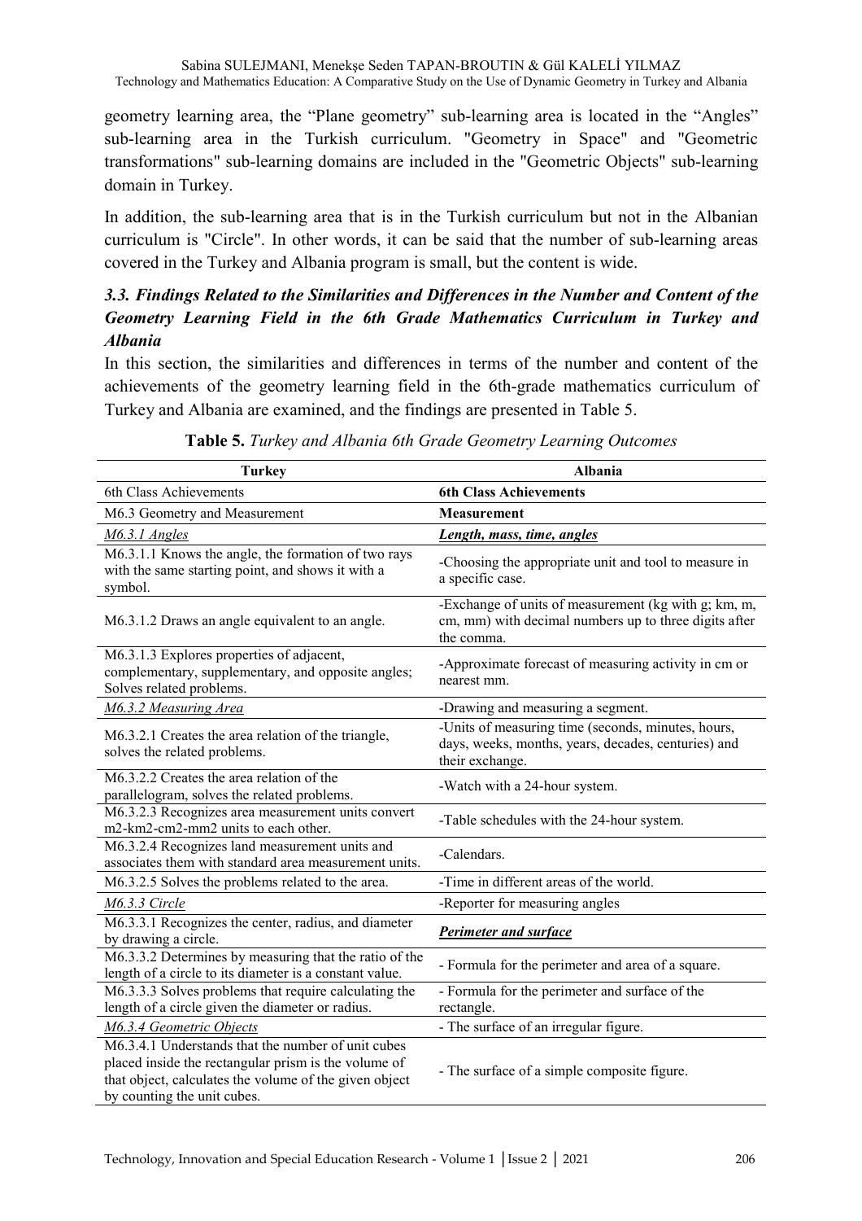geometry learning area, the "Plane geometry" sub-learning area is located in the "Angles" sub-learning area in the Turkish curriculum. "Geometry in Space" and "Geometric transformations" sub-learning domains are included in the "Geometric Objects" sub-learning domain in Turkey.

In addition, the sub-learning area that is in the Turkish curriculum but not in the Albanian curriculum is "Circle". In other words, it can be said that the number of sub-learning areas covered in the Turkey and Albania program is small, but the content is wide.

### *3.3. Findings Related to the Similarities and Differences in the Number and Content of the Geometry Learning Field in the 6th Grade Mathematics Curriculum in Turkey and Albania*

In this section, the similarities and differences in terms of the number and content of the achievements of the geometry learning field in the 6th-grade mathematics curriculum of Turkey and Albania are examined, and the findings are presented in Table 5.

**Table 5.** *Turkey and Albania 6th Grade Geometry Learning Outcomes*

| Turkey | Albania |
|---|---|
| 6th Class Achievements | **6th Class Achievements** |
| M6.3 Geometry and Measurement | **Measurement** |
| *M6.3.1 Angles* | ***Length, mass, time, angles*** |
| M6.3.1.1 Knows the angle, the formation of two rays with the same starting point, and shows it with a symbol. | -Choosing the appropriate unit and tool to measure in a specific case. |
| M6.3.1.2 Draws an angle equivalent to an angle. | -Exchange of units of measurement (kg with g; km, m, cm, mm) with decimal numbers up to three digits after the comma. |
| M6.3.1.3 Explores properties of adjacent, complementary, supplementary, and opposite angles; Solves related problems. | -Approximate forecast of measuring activity in cm or nearest mm. |
| *M6.3.2 Measuring Area* | -Drawing and measuring a segment. |
| M6.3.2.1 Creates the area relation of the triangle, solves the related problems. | -Units of measuring time (seconds, minutes, hours, days, weeks, months, years, decades, centuries) and their exchange. |
| M6.3.2.2 Creates the area relation of the parallelogram, solves the related problems. | -Watch with a 24-hour system. |
| M6.3.2.3 Recognizes area measurement units convert m2-km2-cm2-mm2 units to each other. | -Table schedules with the 24-hour system. |
| M6.3.2.4 Recognizes land measurement units and associates them with standard area measurement units. | -Calendars. |
| M6.3.2.5 Solves the problems related to the area. | -Time in different areas of the world. |
| *M6.3.3 Circle* | -Reporter for measuring angles |
| M6.3.3.1 Recognizes the center, radius, and diameter by drawing a circle. | ***Perimeter and surface*** |
| M6.3.3.2 Determines by measuring that the ratio of the length of a circle to its diameter is a constant value. | - Formula for the perimeter and area of a square. |
| M6.3.3.3 Solves problems that require calculating the length of a circle given the diameter or radius. | - Formula for the perimeter and surface of the rectangle. |
| *M6.3.4 Geometric Objects* | - The surface of an irregular figure. |
| M6.3.4.1 Understands that the number of unit cubes placed inside the rectangular prism is the volume of that object, calculates the volume of the given object by counting the unit cubes. | - The surface of a simple composite figure. |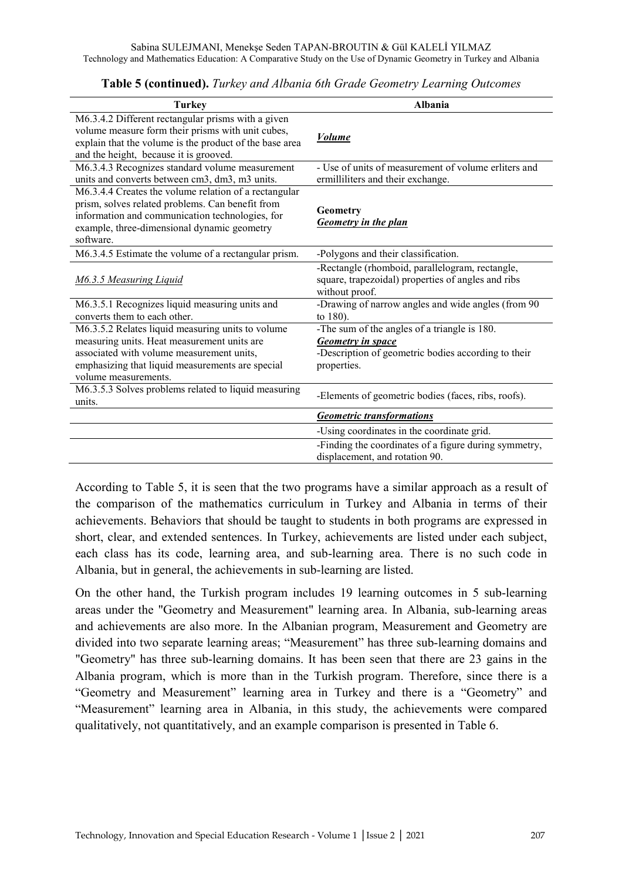**Table 5 (continued).** *Turkey and Albania 6th Grade Geometry Learning Outcomes*

| Turkey | Albania |
|---|---|
| M6.3.4.2 Different rectangular prisms with a given volume measure form their prisms with unit cubes, explain that the volume is the product of the base area and the height, because it is grooved. | ***Volume*** |
| M6.3.4.3 Recognizes standard volume measurement units and converts between cm3, dm3, m3 units. | - Use of units of measurement of volume erliters and ermilliliters and their exchange. |
| M6.3.4.4 Creates the volume relation of a rectangular prism, solves related problems. Can benefit from information and communication technologies, for example, three-dimensional dynamic geometry software. | **Geometry** ***Geometry in the plan*** |
| M6.3.4.5 Estimate the volume of a rectangular prism. | -Polygons and their classification. |
| *M6.3.5 Measuring Liquid* | -Rectangle (rhomboid, parallelogram, rectangle, square, trapezoidal) properties of angles and ribs without proof. |
| M6.3.5.1 Recognizes liquid measuring units and converts them to each other. | -Drawing of narrow angles and wide angles (from 90 to 180). |
| M6.3.5.2 Relates liquid measuring units to volume measuring units. Heat measurement units are associated with volume measurement units, emphasizing that liquid measurements are special volume measurements. | -The sum of the angles of a triangle is 180. ***Geometry in space*** -Description of geometric bodies according to their properties. |
| M6.3.5.3 Solves problems related to liquid measuring units. | -Elements of geometric bodies (faces, ribs, roofs). |
| | ***Geometric transformations*** |
| | -Using coordinates in the coordinate grid. |
| | -Finding the coordinates of a figure during symmetry, displacement, and rotation 90. |

According to Table 5, it is seen that the two programs have a similar approach as a result of the comparison of the mathematics curriculum in Turkey and Albania in terms of their achievements. Behaviors that should be taught to students in both programs are expressed in short, clear, and extended sentences. In Turkey, achievements are listed under each subject, each class has its code, learning area, and sub-learning area. There is no such code in Albania, but in general, the achievements in sub-learning are listed.

On the other hand, the Turkish program includes 19 learning outcomes in 5 sub-learning areas under the "Geometry and Measurement" learning area. In Albania, sub-learning areas and achievements are also more. In the Albanian program, Measurement and Geometry are divided into two separate learning areas; "Measurement" has three sub-learning domains and "Geometry" has three sub-learning domains. It has been seen that there are 23 gains in the Albania program, which is more than in the Turkish program. Therefore, since there is a "Geometry and Measurement" learning area in Turkey and there is a "Geometry" and "Measurement" learning area in Albania, in this study, the achievements were compared qualitatively, not quantitatively, and an example comparison is presented in Table 6.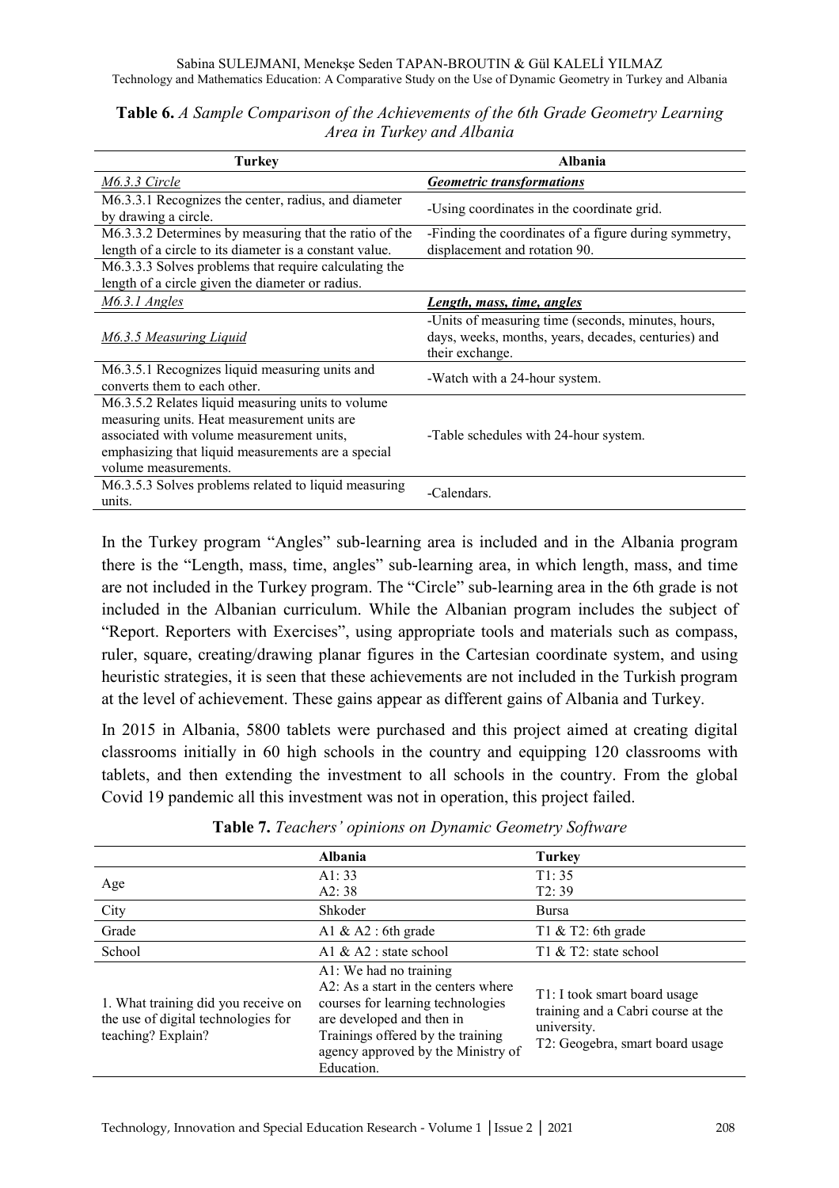**Table 6.** *A Sample Comparison of the Achievements of the 6th Grade Geometry Learning Area in Turkey and Albania*

| Turkey | Albania |
|---|---|
| *M6.3.3 Circle* | ***Geometric transformations*** |
| M6.3.3.1 Recognizes the center, radius, and diameter by drawing a circle. | -Using coordinates in the coordinate grid. |
| M6.3.3.2 Determines by measuring that the ratio of the length of a circle to its diameter is a constant value. | -Finding the coordinates of a figure during symmetry, displacement and rotation 90. |
| M6.3.3.3 Solves problems that require calculating the length of a circle given the diameter or radius. | |
| *M6.3.1 Angles* | ***Length, mass, time, angles*** |
| *M6.3.5 Measuring Liquid* | -Units of measuring time (seconds, minutes, hours, days, weeks, months, years, decades, centuries) and their exchange. |
| M6.3.5.1 Recognizes liquid measuring units and converts them to each other. | -Watch with a 24-hour system. |
| M6.3.5.2 Relates liquid measuring units to volume measuring units. Heat measurement units are associated with volume measurement units, emphasizing that liquid measurements are a special volume measurements. | -Table schedules with 24-hour system. |
| M6.3.5.3 Solves problems related to liquid measuring units. | -Calendars. |

In the Turkey program "Angles" sub-learning area is included and in the Albania program there is the "Length, mass, time, angles" sub-learning area, in which length, mass, and time are not included in the Turkey program. The "Circle" sub-learning area in the 6th grade is not included in the Albanian curriculum. While the Albanian program includes the subject of "Report. Reporters with Exercises", using appropriate tools and materials such as compass, ruler, square, creating/drawing planar figures in the Cartesian coordinate system, and using heuristic strategies, it is seen that these achievements are not included in the Turkish program at the level of achievement. These gains appear as different gains of Albania and Turkey.

In 2015 in Albania, 5800 tablets were purchased and this project aimed at creating digital classrooms initially in 60 high schools in the country and equipping 120 classrooms with tablets, and then extending the investment to all schools in the country. From the global Covid 19 pandemic all this investment was not in operation, this project failed.

**Table 7.** *Teachers' opinions on Dynamic Geometry Software*

| | Albania | Turkey |
|---|---|---|
| Age | A1: 33<br>A2: 38 | T1: 35<br>T2: 39 |
| City | Shkoder | Bursa |
| Grade | A1 & A2 : 6th grade | T1 & T2: 6th grade |
| School | A1 & A2 : state school | T1 & T2: state school |
| 1. What training did you receive on the use of digital technologies for teaching? Explain? | A1: We had no training<br>A2: As a start in the centers where courses for learning technologies are developed and then in Trainings offered by the training agency approved by the Ministry of Education. | T1: I took smart board usage training and a Cabri course at the university.<br>T2: Geogebra, smart board usage |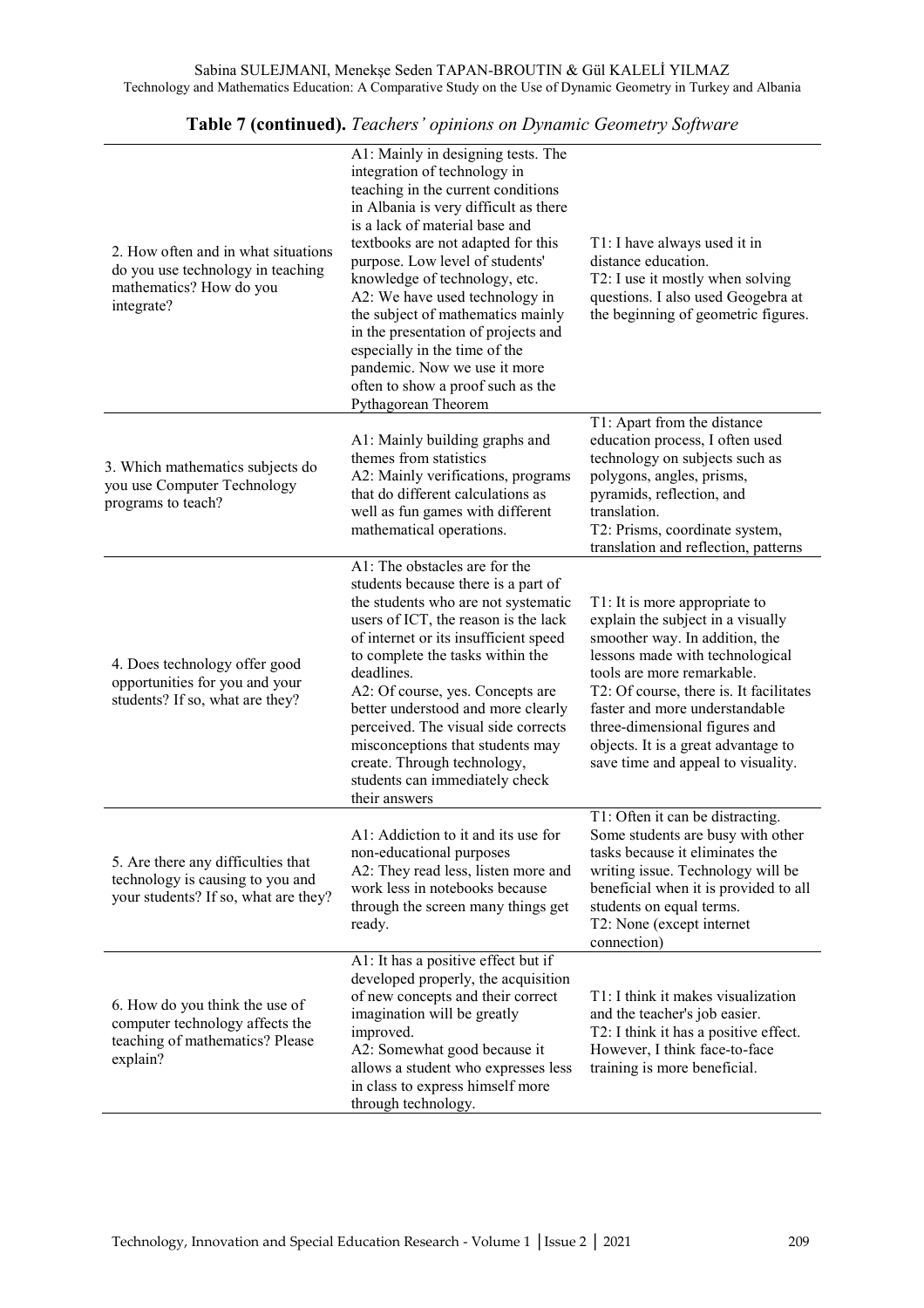**Table 7 (continued).** *Teachers' opinions on Dynamic Geometry Software*

| | | |
|---|---|---|
| 2. How often and in what situations do you use technology in teaching mathematics? How do you integrate? | A1: Mainly in designing tests. The integration of technology in teaching in the current conditions in Albania is very difficult as there is a lack of material base and textbooks are not adapted for this purpose. Low level of students' knowledge of technology, etc. A2: We have used technology in the subject of mathematics mainly in the presentation of projects and especially in the time of the pandemic. Now we use it more often to show a proof such as the Pythagorean Theorem | T1: I have always used it in distance education. T2: I use it mostly when solving questions. I also used Geogebra at the beginning of geometric figures. |
| 3. Which mathematics subjects do you use Computer Technology programs to teach? | A1: Mainly building graphs and themes from statistics A2: Mainly verifications, programs that do different calculations as well as fun games with different mathematical operations. | T1: Apart from the distance education process, I often used technology on subjects such as polygons, angles, prisms, pyramids, reflection, and translation. T2: Prisms, coordinate system, translation and reflection, patterns |
| 4. Does technology offer good opportunities for you and your students? If so, what are they? | A1: The obstacles are for the students because there is a part of the students who are not systematic users of ICT, the reason is the lack of internet or its insufficient speed to complete the tasks within the deadlines. A2: Of course, yes. Concepts are better understood and more clearly perceived. The visual side corrects misconceptions that students may create. Through technology, students can immediately check their answers | T1: It is more appropriate to explain the subject in a visually smoother way. In addition, the lessons made with technological tools are more remarkable. T2: Of course, there is. It facilitates faster and more understandable three-dimensional figures and objects. It is a great advantage to save time and appeal to visuality. |
| 5. Are there any difficulties that technology is causing to you and your students? If so, what are they? | A1: Addiction to it and its use for non-educational purposes A2: They read less, listen more and work less in notebooks because through the screen many things get ready. | T1: Often it can be distracting. Some students are busy with other tasks because it eliminates the writing issue. Technology will be beneficial when it is provided to all students on equal terms. T2: None (except internet connection) |
| 6. How do you think the use of computer technology affects the teaching of mathematics? Please explain? | A1: It has a positive effect but if developed properly, the acquisition of new concepts and their correct imagination will be greatly improved. A2: Somewhat good because it allows a student who expresses less in class to express himself more through technology. | T1: I think it makes visualization and the teacher's job easier. T2: I think it has a positive effect. However, I think face-to-face training is more beneficial. |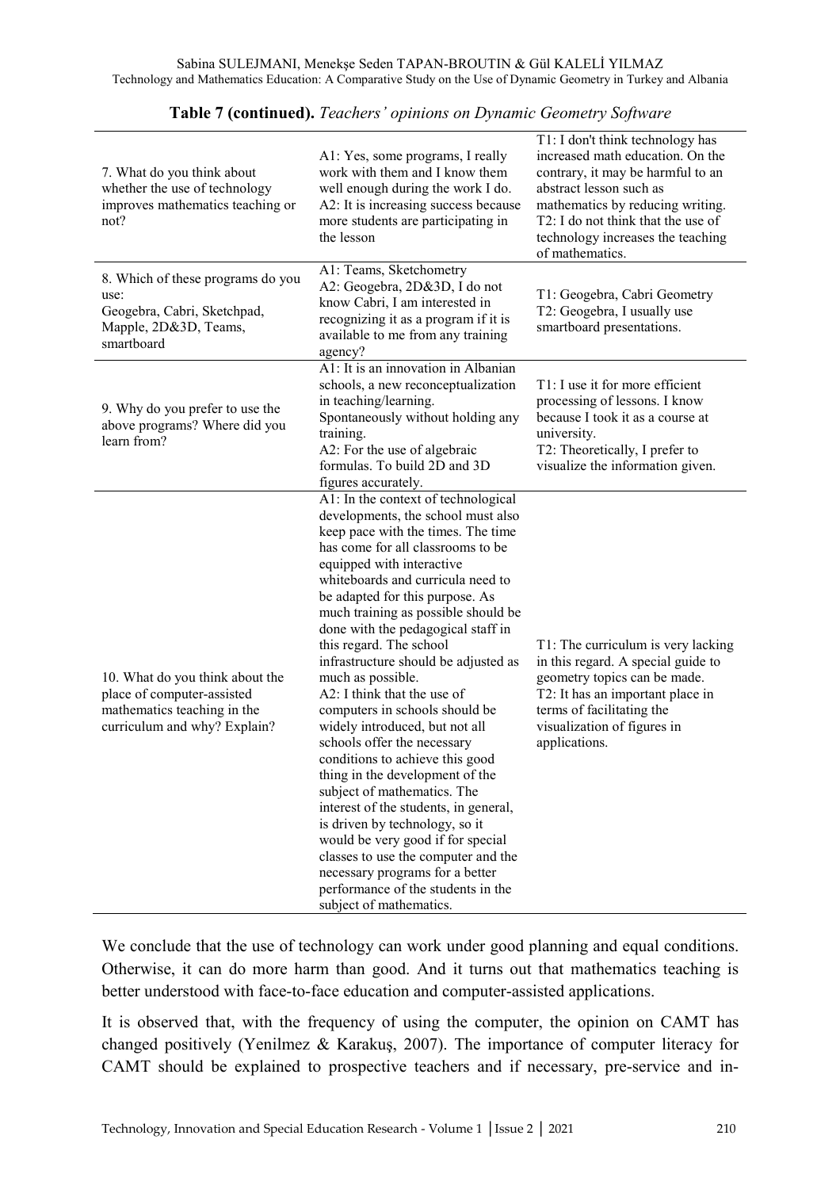**Table 7 (continued).** *Teachers' opinions on Dynamic Geometry Software*

| | | |
|---|---|---|
| 7. What do you think about whether the use of technology improves mathematics teaching or not? | A1: Yes, some programs, I really work with them and I know them well enough during the work I do.<br>A2: It is increasing success because more students are participating in the lesson | T1: I don't think technology has increased math education. On the contrary, it may be harmful to an abstract lesson such as mathematics by reducing writing.<br>T2: I do not think that the use of technology increases the teaching of mathematics. |
| 8. Which of these programs do you use:<br>Geogebra, Cabri, Sketchpad, Mapple, 2D&3D, Teams, smartboard | A1: Teams, Sketchometry<br>A2: Geogebra, 2D&3D, I do not know Cabri, I am interested in recognizing it as a program if it is available to me from any training agency? | T1: Geogebra, Cabri Geometry<br>T2: Geogebra, I usually use smartboard presentations. |
| 9. Why do you prefer to use the above programs? Where did you learn from? | A1: It is an innovation in Albanian schools, a new reconceptualization in teaching/learning.<br>Spontaneously without holding any training.<br>A2: For the use of algebraic formulas. To build 2D and 3D figures accurately. | T1: I use it for more efficient processing of lessons. I know because I took it as a course at university.<br>T2: Theoretically, I prefer to visualize the information given. |
| 10. What do you think about the place of computer-assisted mathematics teaching in the curriculum and why? Explain? | A1: In the context of technological developments, the school must also keep pace with the times. The time has come for all classrooms to be equipped with interactive whiteboards and curricula need to be adapted for this purpose. As much training as possible should be done with the pedagogical staff in this regard. The school infrastructure should be adjusted as much as possible.<br>A2: I think that the use of computers in schools should be widely introduced, but not all schools offer the necessary conditions to achieve this good thing in the development of the subject of mathematics. The interest of the students, in general, is driven by technology, so it would be very good if for special classes to use the computer and the necessary programs for a better performance of the students in the subject of mathematics. | T1: The curriculum is very lacking in this regard. A special guide to geometry topics can be made.<br>T2: It has an important place in terms of facilitating the visualization of figures in applications. |

We conclude that the use of technology can work under good planning and equal conditions. Otherwise, it can do more harm than good. And it turns out that mathematics teaching is better understood with face-to-face education and computer-assisted applications.

It is observed that, with the frequency of using the computer, the opinion on CAMT has changed positively (Yenilmez & Karakuş, 2007). The importance of computer literacy for CAMT should be explained to prospective teachers and if necessary, pre-service and in-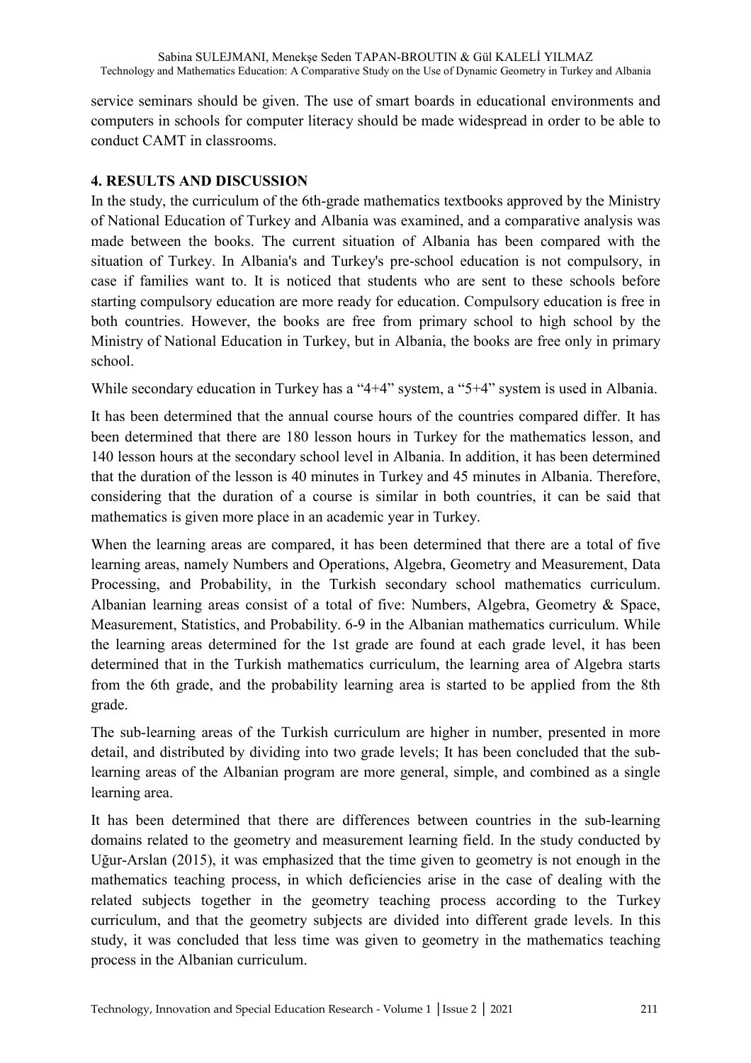service seminars should be given. The use of smart boards in educational environments and computers in schools for computer literacy should be made widespread in order to be able to conduct CAMT in classrooms.

## 4. RESULTS AND DISCUSSION

In the study, the curriculum of the 6th-grade mathematics textbooks approved by the Ministry of National Education of Turkey and Albania was examined, and a comparative analysis was made between the books. The current situation of Albania has been compared with the situation of Turkey. In Albania's and Turkey's pre-school education is not compulsory, in case if families want to. It is noticed that students who are sent to these schools before starting compulsory education are more ready for education. Compulsory education is free in both countries. However, the books are free from primary school to high school by the Ministry of National Education in Turkey, but in Albania, the books are free only in primary school.

While secondary education in Turkey has a "4+4" system, a "5+4" system is used in Albania.

It has been determined that the annual course hours of the countries compared differ. It has been determined that there are 180 lesson hours in Turkey for the mathematics lesson, and 140 lesson hours at the secondary school level in Albania. In addition, it has been determined that the duration of the lesson is 40 minutes in Turkey and 45 minutes in Albania. Therefore, considering that the duration of a course is similar in both countries, it can be said that mathematics is given more place in an academic year in Turkey.

When the learning areas are compared, it has been determined that there are a total of five learning areas, namely Numbers and Operations, Algebra, Geometry and Measurement, Data Processing, and Probability, in the Turkish secondary school mathematics curriculum. Albanian learning areas consist of a total of five: Numbers, Algebra, Geometry & Space, Measurement, Statistics, and Probability. 6-9 in the Albanian mathematics curriculum. While the learning areas determined for the 1st grade are found at each grade level, it has been determined that in the Turkish mathematics curriculum, the learning area of Algebra starts from the 6th grade, and the probability learning area is started to be applied from the 8th grade.

The sub-learning areas of the Turkish curriculum are higher in number, presented in more detail, and distributed by dividing into two grade levels; It has been concluded that the sub-learning areas of the Albanian program are more general, simple, and combined as a single learning area.

It has been determined that there are differences between countries in the sub-learning domains related to the geometry and measurement learning field. In the study conducted by Uğur-Arslan (2015), it was emphasized that the time given to geometry is not enough in the mathematics teaching process, in which deficiencies arise in the case of dealing with the related subjects together in the geometry teaching process according to the Turkey curriculum, and that the geometry subjects are divided into different grade levels. In this study, it was concluded that less time was given to geometry in the mathematics teaching process in the Albanian curriculum.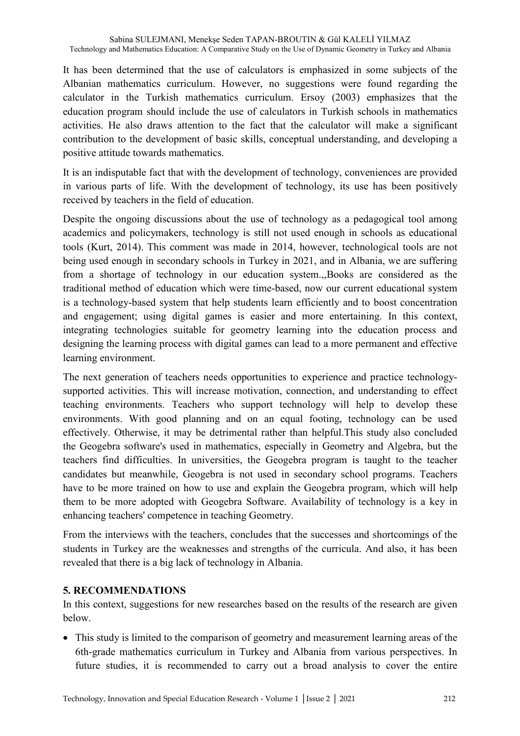It has been determined that the use of calculators is emphasized in some subjects of the Albanian mathematics curriculum. However, no suggestions were found regarding the calculator in the Turkish mathematics curriculum. Ersoy (2003) emphasizes that the education program should include the use of calculators in Turkish schools in mathematics activities. He also draws attention to the fact that the calculator will make a significant contribution to the development of basic skills, conceptual understanding, and developing a positive attitude towards mathematics.

It is an indisputable fact that with the development of technology, conveniences are provided in various parts of life. With the development of technology, its use has been positively received by teachers in the field of education.

Despite the ongoing discussions about the use of technology as a pedagogical tool among academics and policymakers, technology is still not used enough in schools as educational tools (Kurt, 2014). This comment was made in 2014, however, technological tools are not being used enough in secondary schools in Turkey in 2021, and in Albania, we are suffering from a shortage of technology in our education system.,,Books are considered as the traditional method of education which were time-based, now our current educational system is a technology-based system that help students learn efficiently and to boost concentration and engagement; using digital games is easier and more entertaining. In this context, integrating technologies suitable for geometry learning into the education process and designing the learning process with digital games can lead to a more permanent and effective learning environment.

The next generation of teachers needs opportunities to experience and practice technology-supported activities. This will increase motivation, connection, and understanding to effect teaching environments. Teachers who support technology will help to develop these environments. With good planning and on an equal footing, technology can be used effectively. Otherwise, it may be detrimental rather than helpful.This study also concluded the Geogebra software's used in mathematics, especially in Geometry and Algebra, but the teachers find difficulties. In universities, the Geogebra program is taught to the teacher candidates but meanwhile, Geogebra is not used in secondary school programs. Teachers have to be more trained on how to use and explain the Geogebra program, which will help them to be more adopted with Geogebra Software. Availability of technology is a key in enhancing teachers' competence in teaching Geometry.

From the interviews with the teachers, concludes that the successes and shortcomings of the students in Turkey are the weaknesses and strengths of the curricula. And also, it has been revealed that there is a big lack of technology in Albania.

## 5. RECOMMENDATIONS

In this context, suggestions for new researches based on the results of the research are given below.

- This study is limited to the comparison of geometry and measurement learning areas of the 6th-grade mathematics curriculum in Turkey and Albania from various perspectives. In future studies, it is recommended to carry out a broad analysis to cover the entire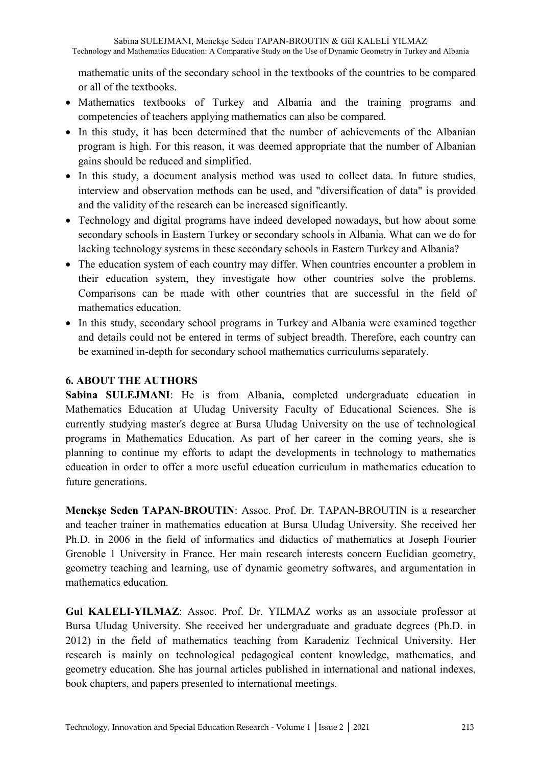mathematic units of the secondary school in the textbooks of the countries to be compared or all of the textbooks.

- Mathematics textbooks of Turkey and Albania and the training programs and competencies of teachers applying mathematics can also be compared.
- In this study, it has been determined that the number of achievements of the Albanian program is high. For this reason, it was deemed appropriate that the number of Albanian gains should be reduced and simplified.
- In this study, a document analysis method was used to collect data. In future studies, interview and observation methods can be used, and "diversification of data" is provided and the validity of the research can be increased significantly.
- Technology and digital programs have indeed developed nowadays, but how about some secondary schools in Eastern Turkey or secondary schools in Albania. What can we do for lacking technology systems in these secondary schools in Eastern Turkey and Albania?
- The education system of each country may differ. When countries encounter a problem in their education system, they investigate how other countries solve the problems. Comparisons can be made with other countries that are successful in the field of mathematics education.
- In this study, secondary school programs in Turkey and Albania were examined together and details could not be entered in terms of subject breadth. Therefore, each country can be examined in-depth for secondary school mathematics curriculums separately.

## 6. ABOUT THE AUTHORS

**Sabina SULEJMANI**: He is from Albania, completed undergraduate education in Mathematics Education at Uludag University Faculty of Educational Sciences. She is currently studying master's degree at Bursa Uludag University on the use of technological programs in Mathematics Education. As part of her career in the coming years, she is planning to continue my efforts to adapt the developments in technology to mathematics education in order to offer a more useful education curriculum in mathematics education to future generations.

**Menekşe Seden TAPAN-BROUTIN**: Assoc. Prof. Dr. TAPAN-BROUTIN is a researcher and teacher trainer in mathematics education at Bursa Uludag University. She received her Ph.D. in 2006 in the field of informatics and didactics of mathematics at Joseph Fourier Grenoble 1 University in France. Her main research interests concern Euclidian geometry, geometry teaching and learning, use of dynamic geometry softwares, and argumentation in mathematics education.

**Gul KALELI-YILMAZ**: Assoc. Prof. Dr. YILMAZ works as an associate professor at Bursa Uludag University. She received her undergraduate and graduate degrees (Ph.D. in 2012) in the field of mathematics teaching from Karadeniz Technical University. Her research is mainly on technological pedagogical content knowledge, mathematics, and geometry education. She has journal articles published in international and national indexes, book chapters, and papers presented to international meetings.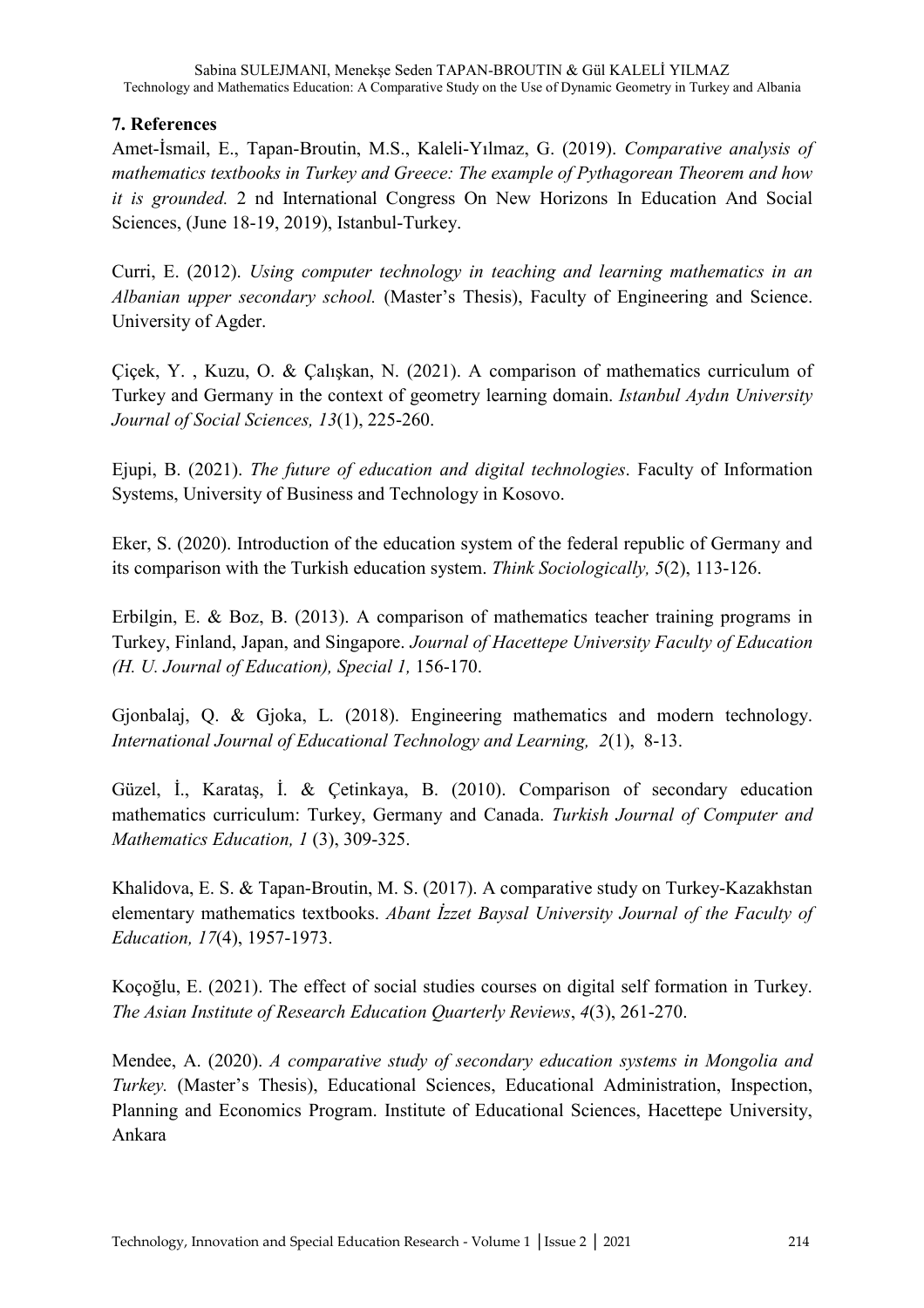## 7. References

Amet-İsmail, E., Tapan-Broutin, M.S., Kaleli-Yılmaz, G. (2019). *Comparative analysis of mathematics textbooks in Turkey and Greece: The example of Pythagorean Theorem and how it is grounded.* 2 nd International Congress On New Horizons In Education And Social Sciences, (June 18-19, 2019), Istanbul-Turkey.

Curri, E. (2012). *Using computer technology in teaching and learning mathematics in an Albanian upper secondary school.* (Master's Thesis), Faculty of Engineering and Science. University of Agder.

Çiçek, Y. , Kuzu, O. & Çalışkan, N. (2021). A comparison of mathematics curriculum of Turkey and Germany in the context of geometry learning domain. *Istanbul Aydın University Journal of Social Sciences, 13*(1), 225-260.

Ejupi, B. (2021). *The future of education and digital technologies*. Faculty of Information Systems, University of Business and Technology in Kosovo.

Eker, S. (2020). Introduction of the education system of the federal republic of Germany and its comparison with the Turkish education system. *Think Sociologically, 5*(2), 113-126.

Erbilgin, E. & Boz, B. (2013). A comparison of mathematics teacher training programs in Turkey, Finland, Japan, and Singapore. *Journal of Hacettepe University Faculty of Education (H. U. Journal of Education), Special 1,* 156-170.

Gjonbalaj, Q. & Gjoka, L. (2018). Engineering mathematics and modern technology. *International Journal of Educational Technology and Learning, 2*(1), 8-13.

Güzel, İ., Karataş, İ. & Çetinkaya, B. (2010). Comparison of secondary education mathematics curriculum: Turkey, Germany and Canada. *Turkish Journal of Computer and Mathematics Education, 1* (3), 309-325.

Khalidova, E. S. & Tapan-Broutin, M. S. (2017). A comparative study on Turkey-Kazakhstan elementary mathematics textbooks. *Abant İzzet Baysal University Journal of the Faculty of Education, 17*(4), 1957-1973.

Koçoğlu, E. (2021). The effect of social studies courses on digital self formation in Turkey. *The Asian Institute of Research Education Quarterly Reviews*, *4*(3), 261-270.

Mendee, A. (2020). *A comparative study of secondary education systems in Mongolia and Turkey.* (Master's Thesis), Educational Sciences, Educational Administration, Inspection, Planning and Economics Program. Institute of Educational Sciences, Hacettepe University, Ankara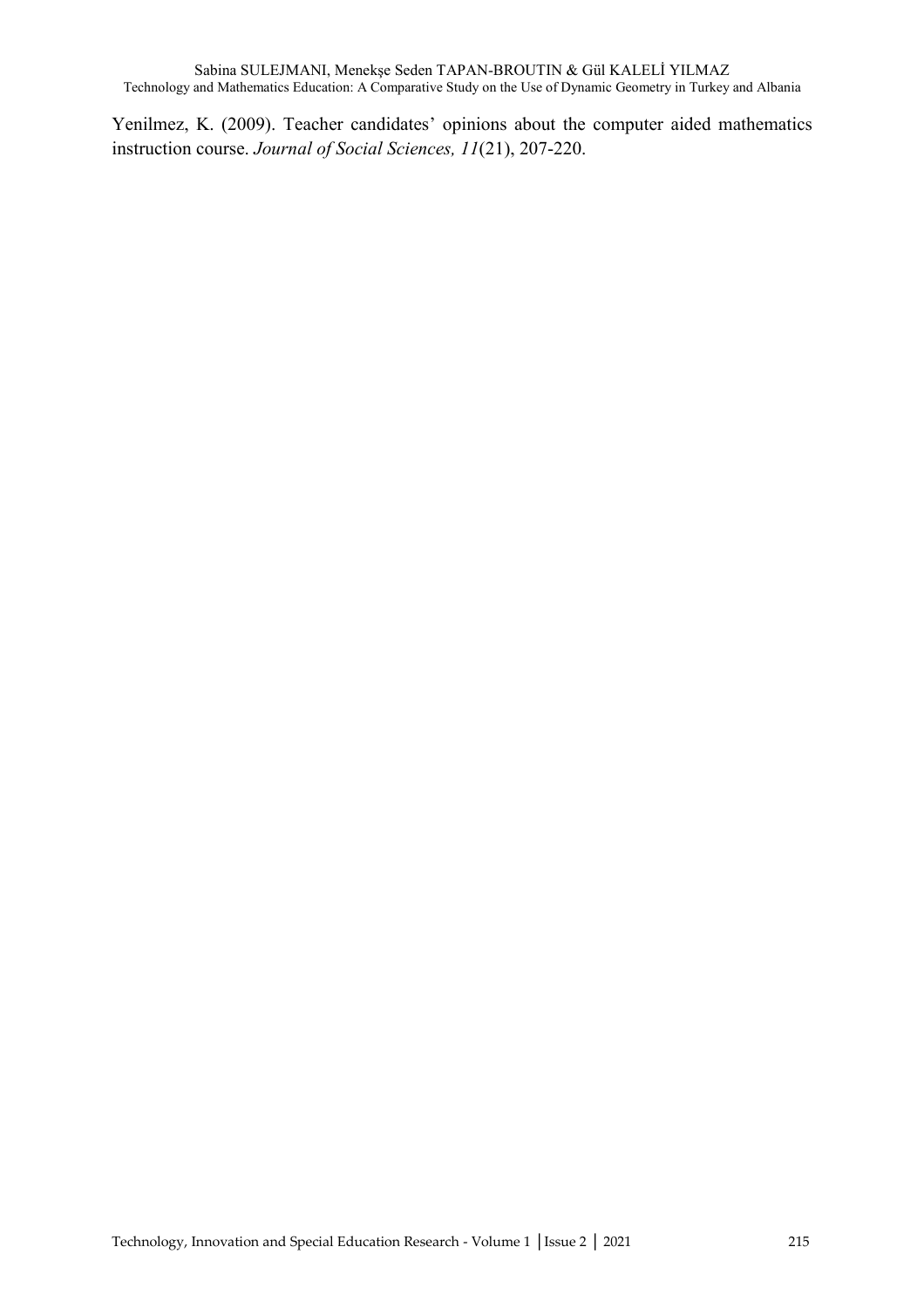Yenilmez, K. (2009). Teacher candidates' opinions about the computer aided mathematics instruction course. *Journal of Social Sciences, 11*(21), 207-220.